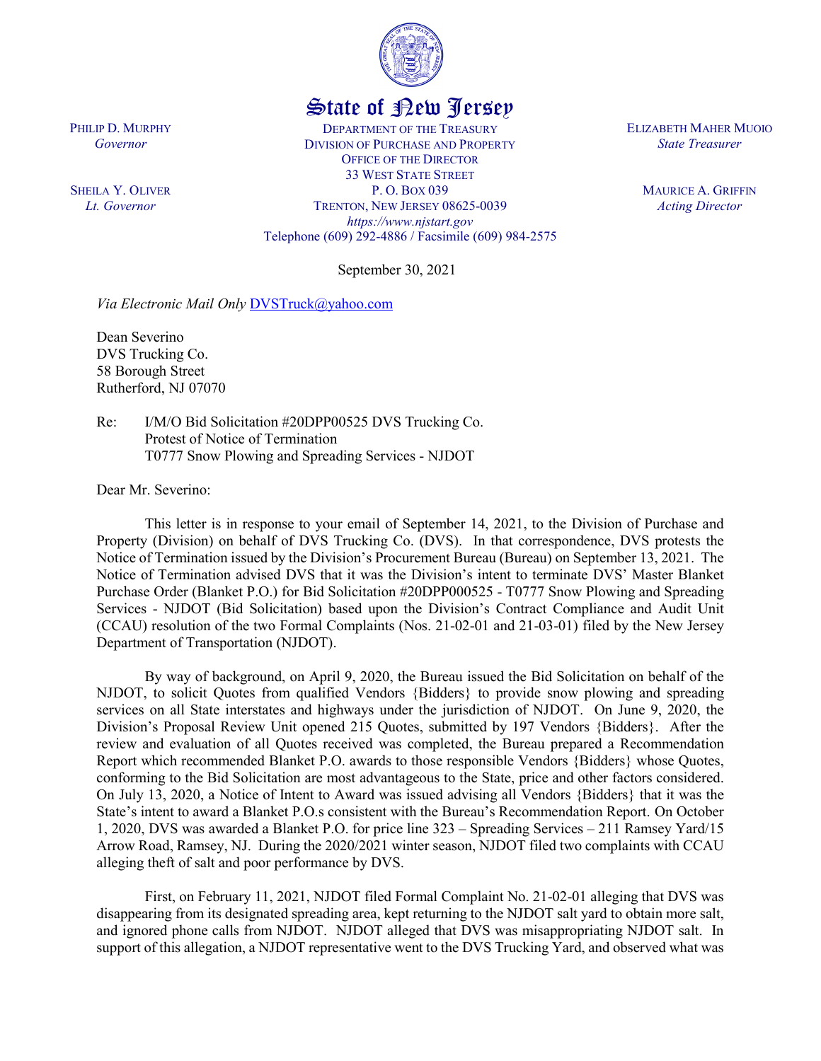# State of New Jersey

PHILIP D. MURPHY
*Governor*

SHEILA Y. OLIVER
*Lt. Governor*

DEPARTMENT OF THE TREASURY
DIVISION OF PURCHASE AND PROPERTY
OFFICE OF THE DIRECTOR
33 WEST STATE STREET
P. O. BOX 039
TRENTON, NEW JERSEY 08625-0039
*https://www.njstart.gov*
Telephone (609) 292-4886 / Facsimile (609) 984-2575

ELIZABETH MAHER MUOIO
*State Treasurer*

MAURICE A. GRIFFIN
*Acting Director*

September 30, 2021

*Via Electronic Mail Only* DVSTruck@yahoo.com

Dean Severino
DVS Trucking Co.
58 Borough Street
Rutherford, NJ 07070

Re: I/M/O Bid Solicitation #20DPP00525 DVS Trucking Co.
Protest of Notice of Termination
T0777 Snow Plowing and Spreading Services - NJDOT

Dear Mr. Severino:

This letter is in response to your email of September 14, 2021, to the Division of Purchase and Property (Division) on behalf of DVS Trucking Co. (DVS). In that correspondence, DVS protests the Notice of Termination issued by the Division's Procurement Bureau (Bureau) on September 13, 2021. The Notice of Termination advised DVS that it was the Division's intent to terminate DVS' Master Blanket Purchase Order (Blanket P.O.) for Bid Solicitation #20DPP000525 - T0777 Snow Plowing and Spreading Services - NJDOT (Bid Solicitation) based upon the Division's Contract Compliance and Audit Unit (CCAU) resolution of the two Formal Complaints (Nos. 21-02-01 and 21-03-01) filed by the New Jersey Department of Transportation (NJDOT).

By way of background, on April 9, 2020, the Bureau issued the Bid Solicitation on behalf of the NJDOT, to solicit Quotes from qualified Vendors {Bidders} to provide snow plowing and spreading services on all State interstates and highways under the jurisdiction of NJDOT. On June 9, 2020, the Division's Proposal Review Unit opened 215 Quotes, submitted by 197 Vendors {Bidders}. After the review and evaluation of all Quotes received was completed, the Bureau prepared a Recommendation Report which recommended Blanket P.O. awards to those responsible Vendors {Bidders} whose Quotes, conforming to the Bid Solicitation are most advantageous to the State, price and other factors considered. On July 13, 2020, a Notice of Intent to Award was issued advising all Vendors {Bidders} that it was the State's intent to award a Blanket P.O.s consistent with the Bureau's Recommendation Report. On October 1, 2020, DVS was awarded a Blanket P.O. for price line 323 – Spreading Services – 211 Ramsey Yard/15 Arrow Road, Ramsey, NJ. During the 2020/2021 winter season, NJDOT filed two complaints with CCAU alleging theft of salt and poor performance by DVS.

First, on February 11, 2021, NJDOT filed Formal Complaint No. 21-02-01 alleging that DVS was disappearing from its designated spreading area, kept returning to the NJDOT salt yard to obtain more salt, and ignored phone calls from NJDOT. NJDOT alleged that DVS was misappropriating NJDOT salt. In support of this allegation, a NJDOT representative went to the DVS Trucking Yard, and observed what was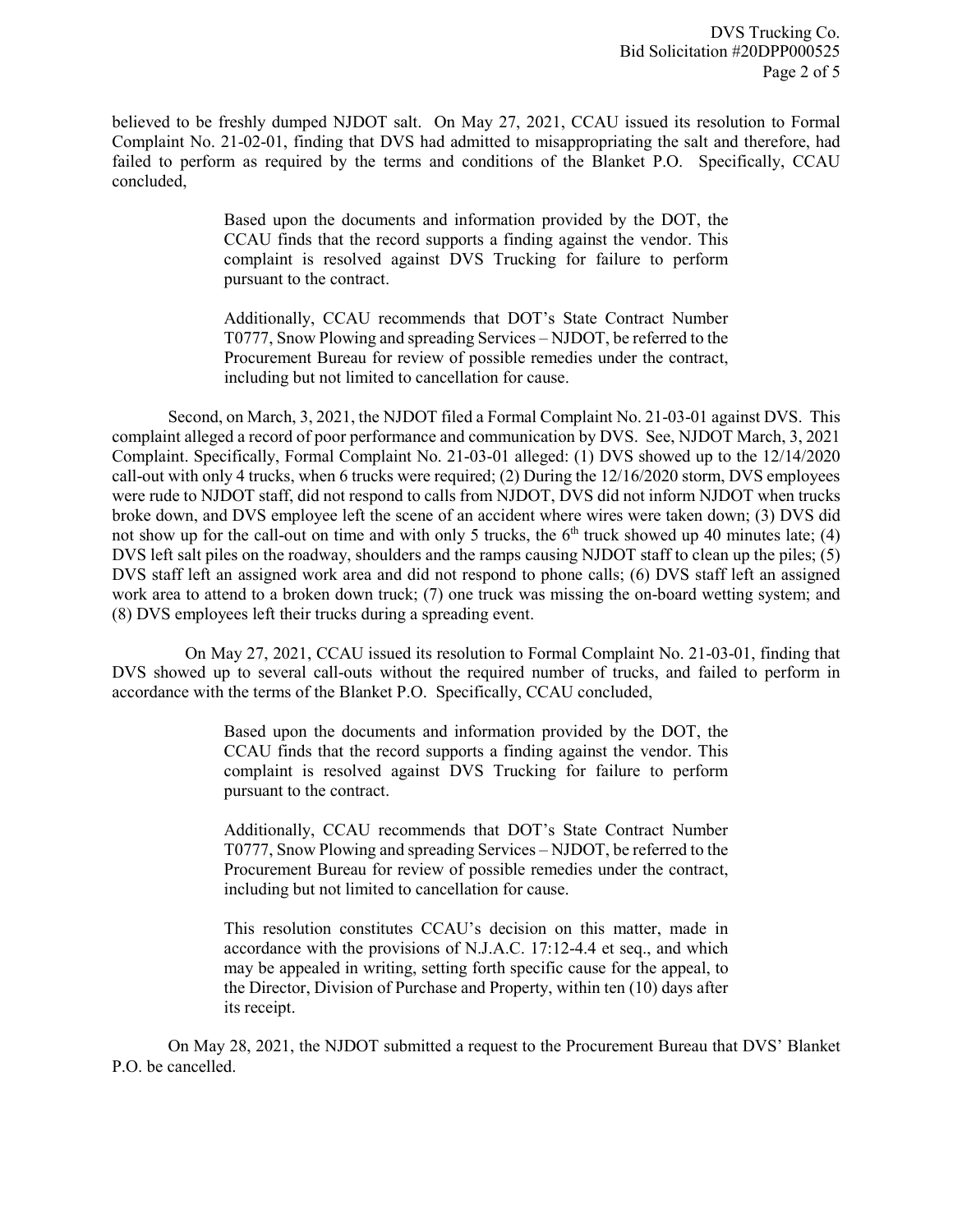believed to be freshly dumped NJDOT salt. On May 27, 2021, CCAU issued its resolution to Formal Complaint No. 21-02-01, finding that DVS had admitted to misappropriating the salt and therefore, had failed to perform as required by the terms and conditions of the Blanket P.O. Specifically, CCAU concluded,

> Based upon the documents and information provided by the DOT, the CCAU finds that the record supports a finding against the vendor. This complaint is resolved against DVS Trucking for failure to perform pursuant to the contract.
>
> Additionally, CCAU recommends that DOT's State Contract Number T0777, Snow Plowing and spreading Services – NJDOT, be referred to the Procurement Bureau for review of possible remedies under the contract, including but not limited to cancellation for cause.

Second, on March, 3, 2021, the NJDOT filed a Formal Complaint No. 21-03-01 against DVS. This complaint alleged a record of poor performance and communication by DVS. See, NJDOT March, 3, 2021 Complaint. Specifically, Formal Complaint No. 21-03-01 alleged: (1) DVS showed up to the 12/14/2020 call-out with only 4 trucks, when 6 trucks were required; (2) During the 12/16/2020 storm, DVS employees were rude to NJDOT staff, did not respond to calls from NJDOT, DVS did not inform NJDOT when trucks broke down, and DVS employee left the scene of an accident where wires were taken down; (3) DVS did not show up for the call-out on time and with only 5 trucks, the 6th truck showed up 40 minutes late; (4) DVS left salt piles on the roadway, shoulders and the ramps causing NJDOT staff to clean up the piles; (5) DVS staff left an assigned work area and did not respond to phone calls; (6) DVS staff left an assigned work area to attend to a broken down truck; (7) one truck was missing the on-board wetting system; and (8) DVS employees left their trucks during a spreading event.

On May 27, 2021, CCAU issued its resolution to Formal Complaint No. 21-03-01, finding that DVS showed up to several call-outs without the required number of trucks, and failed to perform in accordance with the terms of the Blanket P.O. Specifically, CCAU concluded,

> Based upon the documents and information provided by the DOT, the CCAU finds that the record supports a finding against the vendor. This complaint is resolved against DVS Trucking for failure to perform pursuant to the contract.
>
> Additionally, CCAU recommends that DOT's State Contract Number T0777, Snow Plowing and spreading Services – NJDOT, be referred to the Procurement Bureau for review of possible remedies under the contract, including but not limited to cancellation for cause.
>
> This resolution constitutes CCAU's decision on this matter, made in accordance with the provisions of N.J.A.C. 17:12-4.4 et seq., and which may be appealed in writing, setting forth specific cause for the appeal, to the Director, Division of Purchase and Property, within ten (10) days after its receipt.

On May 28, 2021, the NJDOT submitted a request to the Procurement Bureau that DVS' Blanket P.O. be cancelled.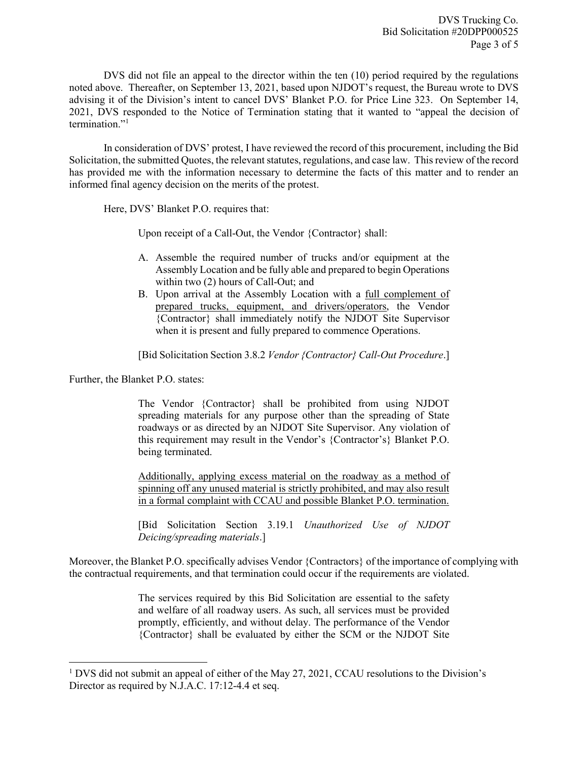DVS did not file an appeal to the director within the ten (10) period required by the regulations noted above. Thereafter, on September 13, 2021, based upon NJDOT's request, the Bureau wrote to DVS advising it of the Division's intent to cancel DVS' Blanket P.O. for Price Line 323. On September 14, 2021, DVS responded to the Notice of Termination stating that it wanted to "appeal the decision of termination."[1]

In consideration of DVS' protest, I have reviewed the record of this procurement, including the Bid Solicitation, the submitted Quotes, the relevant statutes, regulations, and case law. This review of the record has provided me with the information necessary to determine the facts of this matter and to render an informed final agency decision on the merits of the protest.

Here, DVS' Blanket P.O. requires that:

> Upon receipt of a Call-Out, the Vendor {Contractor} shall:
>
> A. Assemble the required number of trucks and/or equipment at the Assembly Location and be fully able and prepared to begin Operations within two (2) hours of Call-Out; and
>
> B. Upon arrival at the Assembly Location with a <u>full complement of prepared trucks, equipment, and drivers/operators</u>, the Vendor {Contractor} shall immediately notify the NJDOT Site Supervisor when it is present and fully prepared to commence Operations.
>
> [Bid Solicitation Section 3.8.2 *Vendor {Contractor} Call-Out Procedure*.]

Further, the Blanket P.O. states:

> The Vendor {Contractor} shall be prohibited from using NJDOT spreading materials for any purpose other than the spreading of State roadways or as directed by an NJDOT Site Supervisor. Any violation of this requirement may result in the Vendor's {Contractor's} Blanket P.O. being terminated.
>
> <u>Additionally, applying excess material on the roadway as a method of spinning off any unused material is strictly prohibited, and may also result in a formal complaint with CCAU and possible Blanket P.O. termination.</u>
>
> [Bid Solicitation Section 3.19.1 *Unauthorized Use of NJDOT Deicing/spreading materials*.]

Moreover, the Blanket P.O. specifically advises Vendor {Contractors} of the importance of complying with the contractual requirements, and that termination could occur if the requirements are violated.

> The services required by this Bid Solicitation are essential to the safety and welfare of all roadway users. As such, all services must be provided promptly, efficiently, and without delay. The performance of the Vendor {Contractor} shall be evaluated by either the SCM or the NJDOT Site

[1] DVS did not submit an appeal of either of the May 27, 2021, CCAU resolutions to the Division's Director as required by N.J.A.C. 17:12-4.4 et seq.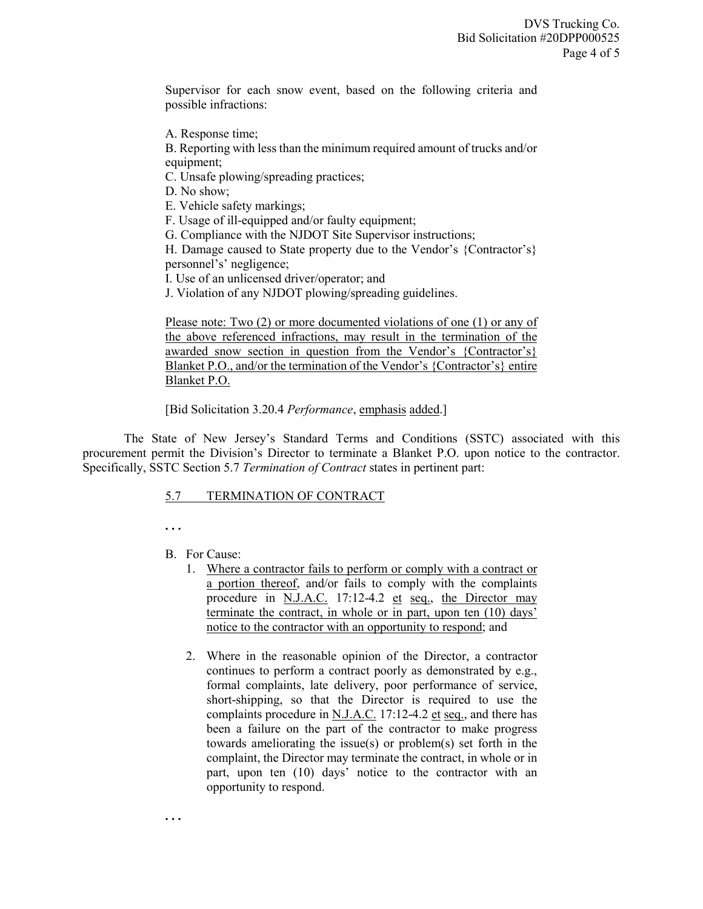Supervisor for each snow event, based on the following criteria and possible infractions:

A. Response time;
B. Reporting with less than the minimum required amount of trucks and/or equipment;
C. Unsafe plowing/spreading practices;
D. No show;
E. Vehicle safety markings;
F. Usage of ill-equipped and/or faulty equipment;
G. Compliance with the NJDOT Site Supervisor instructions;
H. Damage caused to State property due to the Vendor's {Contractor's} personnel's' negligence;
I. Use of an unlicensed driver/operator; and
J. Violation of any NJDOT plowing/spreading guidelines.

<u>Please note: Two (2) or more documented violations of one (1) or any of the above referenced infractions, may result in the termination of the awarded snow section in question from the Vendor's {Contractor's} Blanket P.O., and/or the termination of the Vendor's {Contractor's} entire Blanket P.O.</u>

[Bid Solicitation 3.20.4 *Performance*, <u>emphasis</u> <u>added</u>.]

The State of New Jersey's Standard Terms and Conditions (SSTC) associated with this procurement permit the Division's Director to terminate a Blanket P.O. upon notice to the contractor. Specifically, SSTC Section 5.7 *Termination of Contract* states in pertinent part:

<u>5.7 TERMINATION OF CONTRACT</u>

. . .

B. For Cause:
   1. <u>Where a contractor fails to perform or comply with a contract or a portion thereof</u>, and/or fails to comply with the complaints procedure in <u>N.J.A.C.</u> 17:12-4.2 <u>et</u> <u>seq.</u>, <u>the Director may terminate the contract, in whole or in part, upon ten (10) days' notice to the contractor with an opportunity to respond</u>; and

   2. Where in the reasonable opinion of the Director, a contractor continues to perform a contract poorly as demonstrated by e.g., formal complaints, late delivery, poor performance of service, short-shipping, so that the Director is required to use the complaints procedure in <u>N.J.A.C.</u> 17:12-4.2 <u>et</u> <u>seq.</u>, and there has been a failure on the part of the contractor to make progress towards ameliorating the issue(s) or problem(s) set forth in the complaint, the Director may terminate the contract, in whole or in part, upon ten (10) days' notice to the contractor with an opportunity to respond.

. . .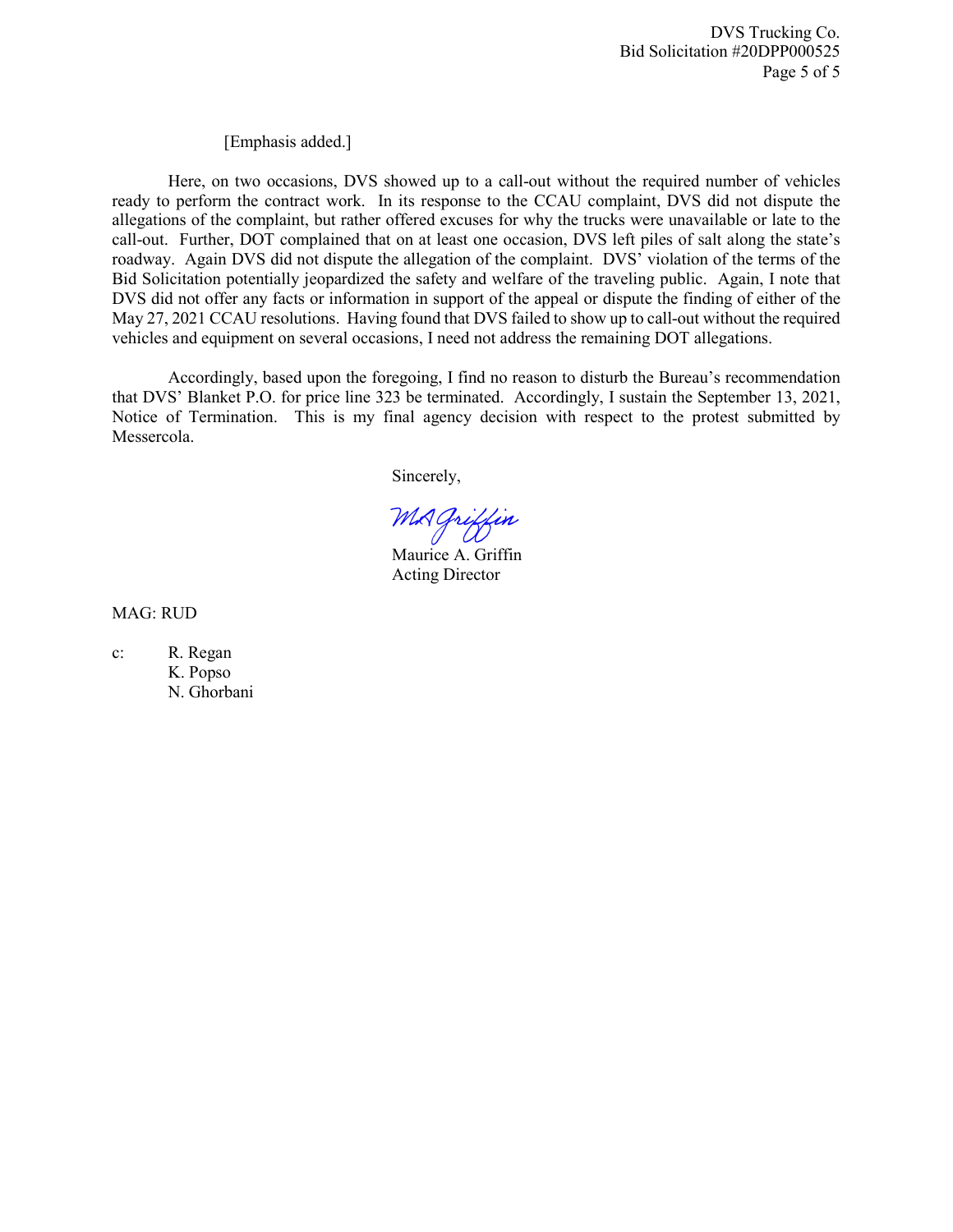[Emphasis added.]

Here, on two occasions, DVS showed up to a call-out without the required number of vehicles ready to perform the contract work. In its response to the CCAU complaint, DVS did not dispute the allegations of the complaint, but rather offered excuses for why the trucks were unavailable or late to the call-out. Further, DOT complained that on at least one occasion, DVS left piles of salt along the state's roadway. Again DVS did not dispute the allegation of the complaint. DVS' violation of the terms of the Bid Solicitation potentially jeopardized the safety and welfare of the traveling public. Again, I note that DVS did not offer any facts or information in support of the appeal or dispute the finding of either of the May 27, 2021 CCAU resolutions. Having found that DVS failed to show up to call-out without the required vehicles and equipment on several occasions, I need not address the remaining DOT allegations.

Accordingly, based upon the foregoing, I find no reason to disturb the Bureau's recommendation that DVS' Blanket P.O. for price line 323 be terminated. Accordingly, I sustain the September 13, 2021, Notice of Termination. This is my final agency decision with respect to the protest submitted by Messercola.

Sincerely,

MA Griffin

Maurice A. Griffin
Acting Director

MAG: RUD

c: R. Regan
K. Popso
N. Ghorbani